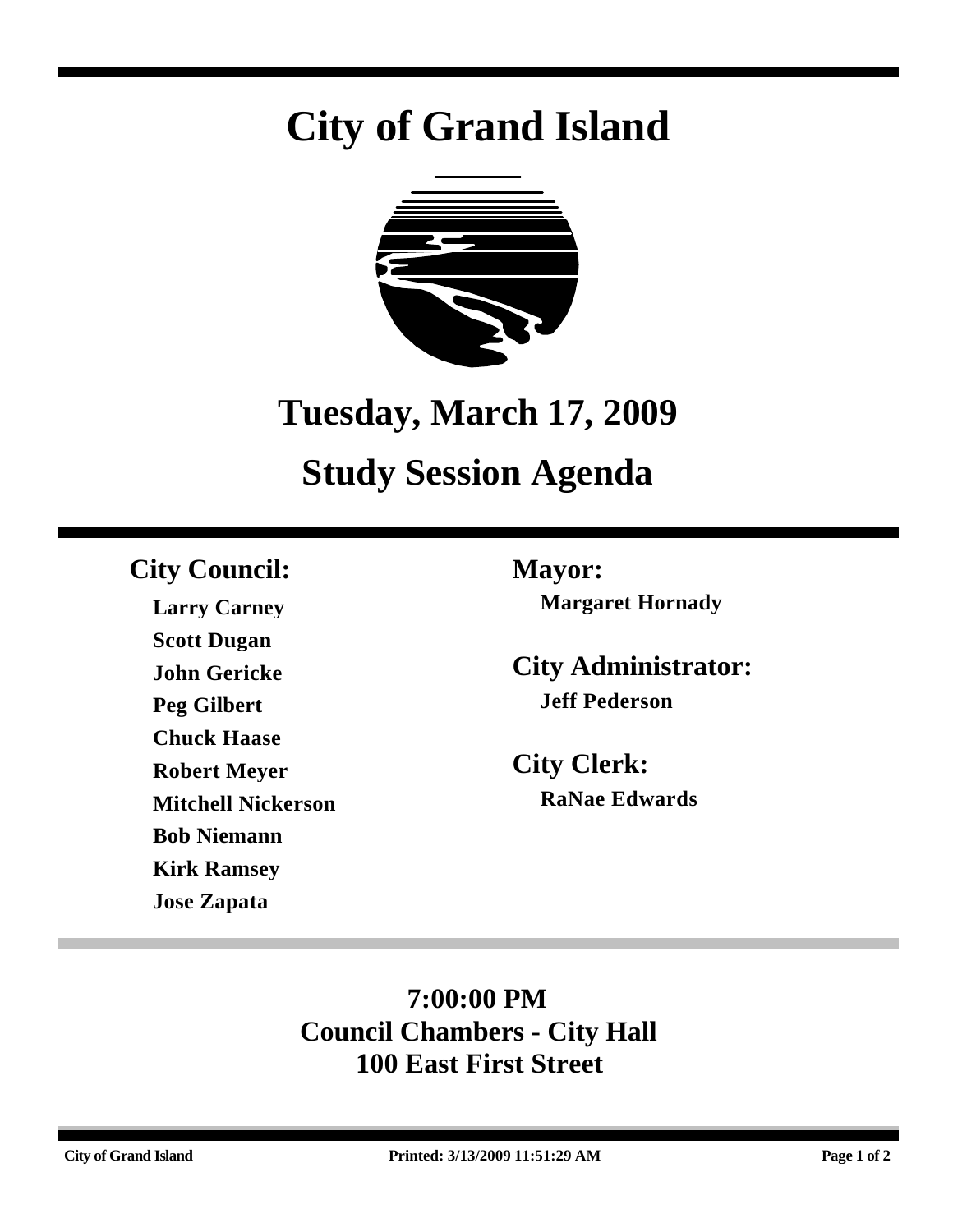# City of Grand Island

## Tuesday, March 17, 2009

## Study Session Agenda

**City Council:**

**Larry Carney**
**Scott Dugan**
**John Gericke**
**Peg Gilbert**
**Chuck Haase**
**Robert Meyer**
**Mitchell Nickerson**
**Bob Niemann**
**Kirk Ramsey**
**Jose Zapata**

**Mayor:**

**Margaret Hornady**

**City Administrator:**

**Jeff Pederson**

**City Clerk:**

**RaNae Edwards**

**7:00:00 PM**
**Council Chambers - City Hall**
**100 East First Street**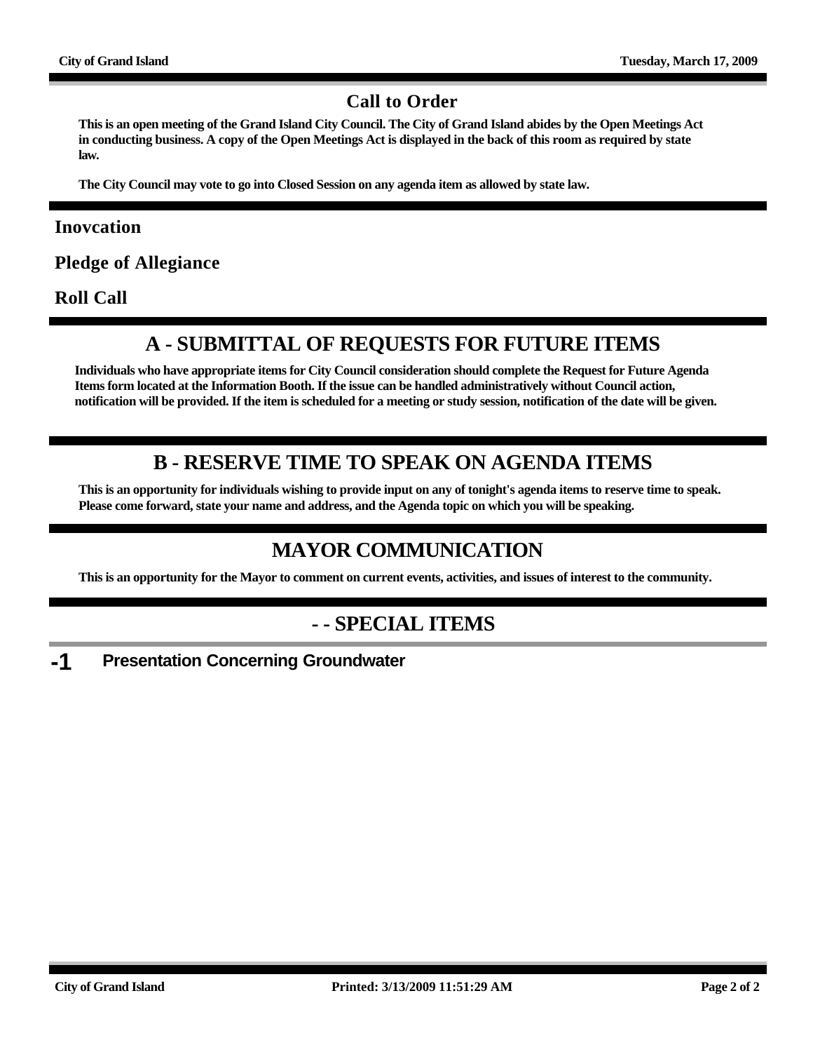## Call to Order

**This is an open meeting of the Grand Island City Council. The City of Grand Island abides by the Open Meetings Act in conducting business. A copy of the Open Meetings Act is displayed in the back of this room as required by state law.**

**The City Council may vote to go into Closed Session on any agenda item as allowed by state law.**

### Inovcation

### Pledge of Allegiance

### Roll Call

# A - SUBMITTAL OF REQUESTS FOR FUTURE ITEMS

**Individuals who have appropriate items for City Council consideration should complete the Request for Future Agenda Items form located at the Information Booth. If the issue can be handled administratively without Council action, notification will be provided. If the item is scheduled for a meeting or study session, notification of the date will be given.**

# B - RESERVE TIME TO SPEAK ON AGENDA ITEMS

**This is an opportunity for individuals wishing to provide input on any of tonight's agenda items to reserve time to speak. Please come forward, state your name and address, and the Agenda topic on which you will be speaking.**

# MAYOR COMMUNICATION

**This is an opportunity for the Mayor to comment on current events, activities, and issues of interest to the community.**

# - - SPECIAL ITEMS

**-1** **Presentation Concerning Groundwater**